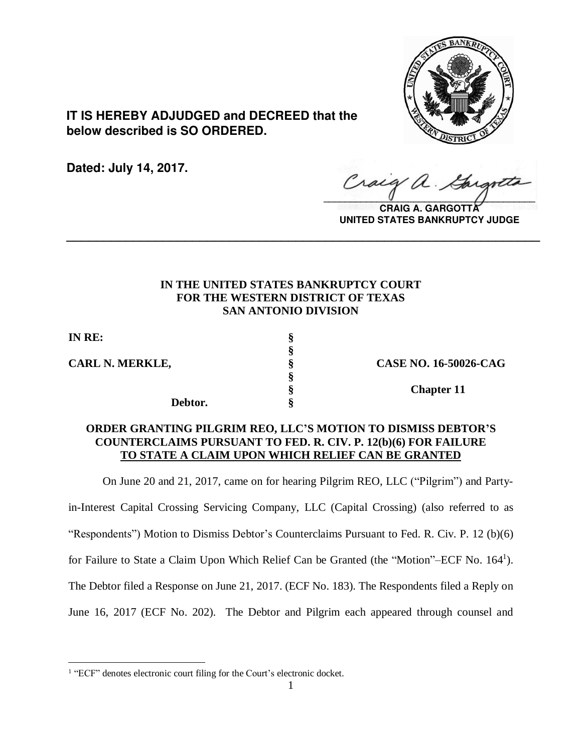**IT IS HEREBY ADJUDGED and DECREED that the below described is SO ORDERED.**

**Dated: July 14, 2017.**

**CRAIG A. GARGOTTA**
**UNITED STATES BANKRUPTCY JUDGE**

---

**IN THE UNITED STATES BANKRUPTCY COURT**
**FOR THE WESTERN DISTRICT OF TEXAS**
**SAN ANTONIO DIVISION**

| | | |
|---|---|---|
| **IN RE:** | § | |
| | § | |
| **CARL N. MERKLE,** | § | **CASE NO. 16-50026-CAG** |
| | § | |
| | § | **Chapter 11** |
| **Debtor.** | § | |

**ORDER GRANTING PILGRIM REO, LLC'S MOTION TO DISMISS DEBTOR'S COUNTERCLAIMS PURSUANT TO FED. R. CIV. P. 12(b)(6) FOR FAILURE TO STATE A CLAIM UPON WHICH RELIEF CAN BE GRANTED**

On June 20 and 21, 2017, came on for hearing Pilgrim REO, LLC ("Pilgrim") and Party-in-Interest Capital Crossing Servicing Company, LLC (Capital Crossing) (also referred to as "Respondents") Motion to Dismiss Debtor's Counterclaims Pursuant to Fed. R. Civ. P. 12 (b)(6) for Failure to State a Claim Upon Which Relief Can be Granted (the "Motion"–ECF No. 164[1]). The Debtor filed a Response on June 21, 2017. (ECF No. 183). The Respondents filed a Reply on June 16, 2017 (ECF No. 202). The Debtor and Pilgrim each appeared through counsel and

[1] "ECF" denotes electronic court filing for the Court's electronic docket.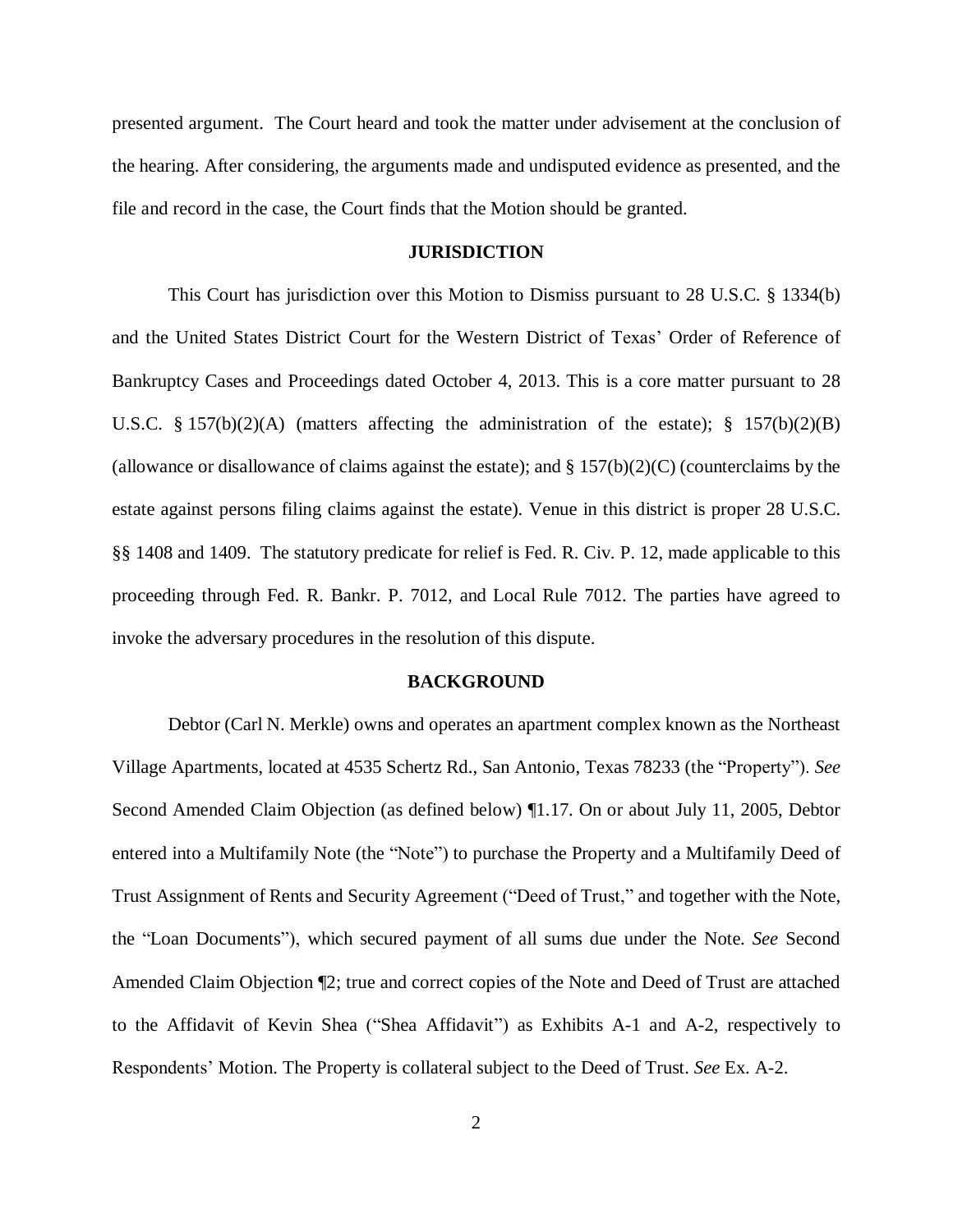presented argument. The Court heard and took the matter under advisement at the conclusion of the hearing. After considering, the arguments made and undisputed evidence as presented, and the file and record in the case, the Court finds that the Motion should be granted.

## JURISDICTION

This Court has jurisdiction over this Motion to Dismiss pursuant to 28 U.S.C. § 1334(b) and the United States District Court for the Western District of Texas' Order of Reference of Bankruptcy Cases and Proceedings dated October 4, 2013. This is a core matter pursuant to 28 U.S.C. § 157(b)(2)(A) (matters affecting the administration of the estate); § 157(b)(2)(B) (allowance or disallowance of claims against the estate); and § 157(b)(2)(C) (counterclaims by the estate against persons filing claims against the estate). Venue in this district is proper 28 U.S.C. §§ 1408 and 1409. The statutory predicate for relief is Fed. R. Civ. P. 12, made applicable to this proceeding through Fed. R. Bankr. P. 7012, and Local Rule 7012. The parties have agreed to invoke the adversary procedures in the resolution of this dispute.

## BACKGROUND

Debtor (Carl N. Merkle) owns and operates an apartment complex known as the Northeast Village Apartments, located at 4535 Schertz Rd., San Antonio, Texas 78233 (the "Property"). *See* Second Amended Claim Objection (as defined below) ¶1.17. On or about July 11, 2005, Debtor entered into a Multifamily Note (the "Note") to purchase the Property and a Multifamily Deed of Trust Assignment of Rents and Security Agreement ("Deed of Trust," and together with the Note, the "Loan Documents"), which secured payment of all sums due under the Note. *See* Second Amended Claim Objection ¶2; true and correct copies of the Note and Deed of Trust are attached to the Affidavit of Kevin Shea ("Shea Affidavit") as Exhibits A-1 and A-2, respectively to Respondents' Motion. The Property is collateral subject to the Deed of Trust. *See* Ex. A-2.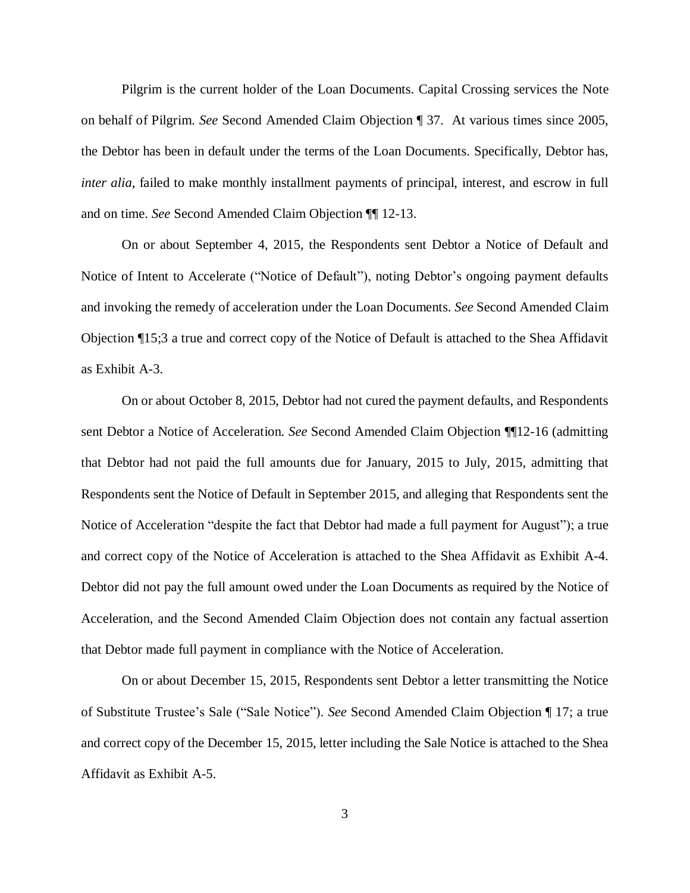Pilgrim is the current holder of the Loan Documents. Capital Crossing services the Note on behalf of Pilgrim. *See* Second Amended Claim Objection ¶ 37. At various times since 2005, the Debtor has been in default under the terms of the Loan Documents. Specifically, Debtor has, *inter alia*, failed to make monthly installment payments of principal, interest, and escrow in full and on time. *See* Second Amended Claim Objection ¶¶ 12-13.

On or about September 4, 2015, the Respondents sent Debtor a Notice of Default and Notice of Intent to Accelerate ("Notice of Default"), noting Debtor's ongoing payment defaults and invoking the remedy of acceleration under the Loan Documents. *See* Second Amended Claim Objection ¶15;3 a true and correct copy of the Notice of Default is attached to the Shea Affidavit as Exhibit A-3.

On or about October 8, 2015, Debtor had not cured the payment defaults, and Respondents sent Debtor a Notice of Acceleration. *See* Second Amended Claim Objection ¶¶12-16 (admitting that Debtor had not paid the full amounts due for January, 2015 to July, 2015, admitting that Respondents sent the Notice of Default in September 2015, and alleging that Respondents sent the Notice of Acceleration "despite the fact that Debtor had made a full payment for August"); a true and correct copy of the Notice of Acceleration is attached to the Shea Affidavit as Exhibit A-4. Debtor did not pay the full amount owed under the Loan Documents as required by the Notice of Acceleration, and the Second Amended Claim Objection does not contain any factual assertion that Debtor made full payment in compliance with the Notice of Acceleration.

On or about December 15, 2015, Respondents sent Debtor a letter transmitting the Notice of Substitute Trustee's Sale ("Sale Notice"). *See* Second Amended Claim Objection ¶ 17; a true and correct copy of the December 15, 2015, letter including the Sale Notice is attached to the Shea Affidavit as Exhibit A-5.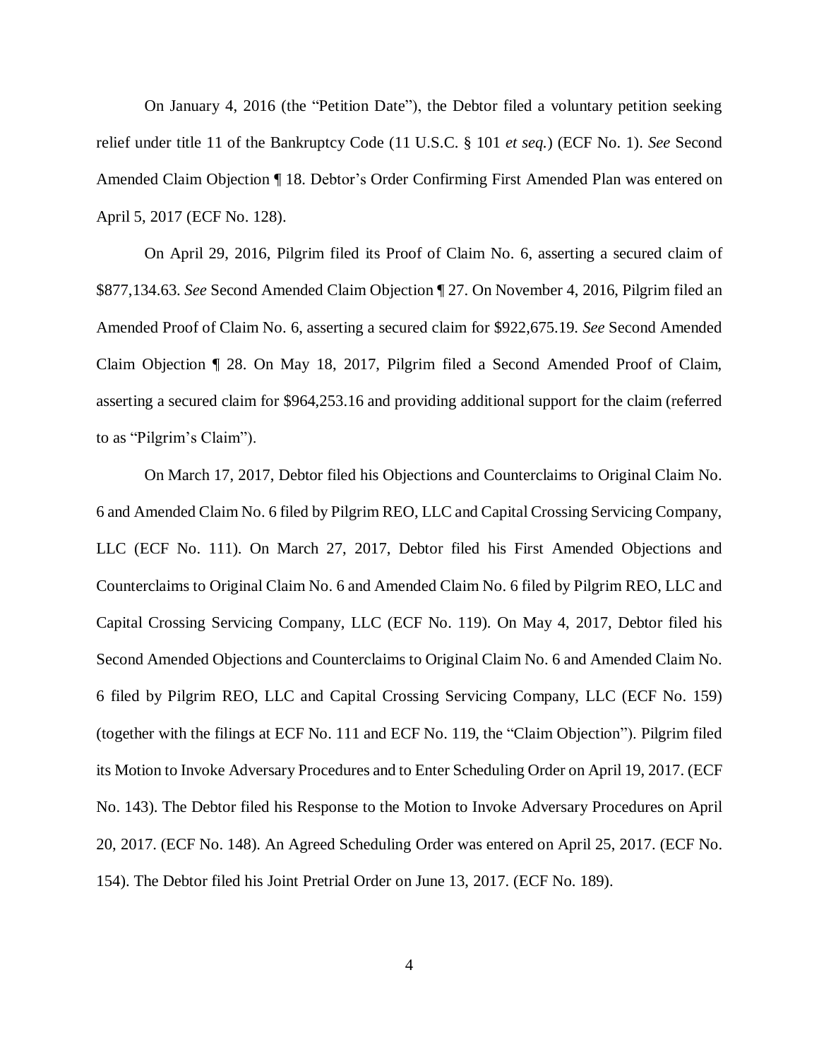On January 4, 2016 (the "Petition Date"), the Debtor filed a voluntary petition seeking relief under title 11 of the Bankruptcy Code (11 U.S.C. § 101 *et seq.*) (ECF No. 1). *See* Second Amended Claim Objection ¶ 18. Debtor's Order Confirming First Amended Plan was entered on April 5, 2017 (ECF No. 128).

On April 29, 2016, Pilgrim filed its Proof of Claim No. 6, asserting a secured claim of $877,134.63. *See* Second Amended Claim Objection ¶ 27. On November 4, 2016, Pilgrim filed an Amended Proof of Claim No. 6, asserting a secured claim for $922,675.19. *See* Second Amended Claim Objection ¶ 28. On May 18, 2017, Pilgrim filed a Second Amended Proof of Claim, asserting a secured claim for $964,253.16 and providing additional support for the claim (referred to as "Pilgrim's Claim").

On March 17, 2017, Debtor filed his Objections and Counterclaims to Original Claim No. 6 and Amended Claim No. 6 filed by Pilgrim REO, LLC and Capital Crossing Servicing Company, LLC (ECF No. 111). On March 27, 2017, Debtor filed his First Amended Objections and Counterclaims to Original Claim No. 6 and Amended Claim No. 6 filed by Pilgrim REO, LLC and Capital Crossing Servicing Company, LLC (ECF No. 119). On May 4, 2017, Debtor filed his Second Amended Objections and Counterclaims to Original Claim No. 6 and Amended Claim No. 6 filed by Pilgrim REO, LLC and Capital Crossing Servicing Company, LLC (ECF No. 159) (together with the filings at ECF No. 111 and ECF No. 119, the "Claim Objection"). Pilgrim filed its Motion to Invoke Adversary Procedures and to Enter Scheduling Order on April 19, 2017. (ECF No. 143). The Debtor filed his Response to the Motion to Invoke Adversary Procedures on April 20, 2017. (ECF No. 148). An Agreed Scheduling Order was entered on April 25, 2017. (ECF No. 154). The Debtor filed his Joint Pretrial Order on June 13, 2017. (ECF No. 189).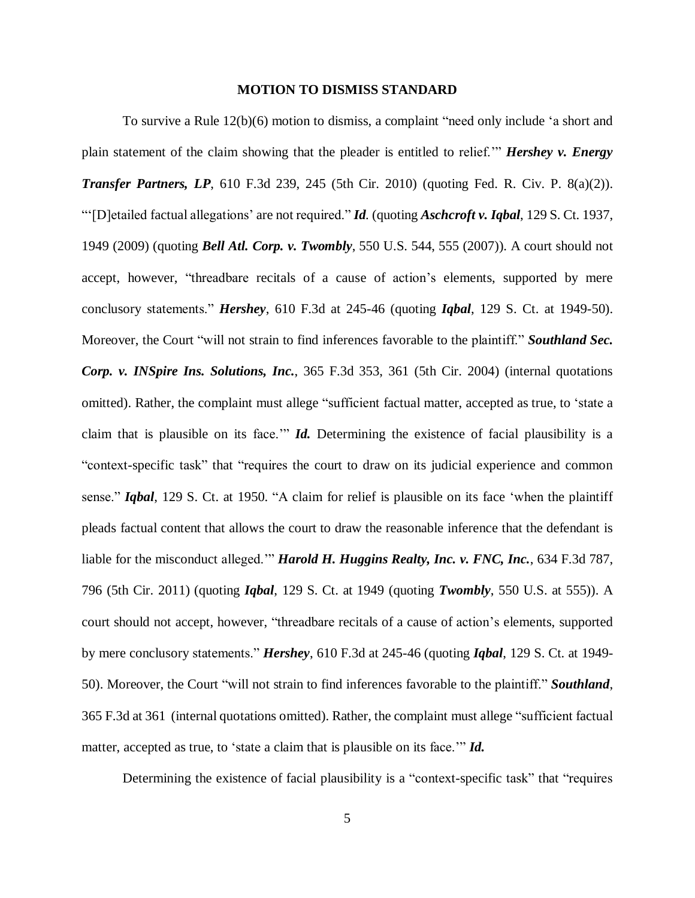## MOTION TO DISMISS STANDARD

To survive a Rule 12(b)(6) motion to dismiss, a complaint "need only include 'a short and plain statement of the claim showing that the pleader is entitled to relief.'" ***Hershey v. Energy Transfer Partners, LP***, 610 F.3d 239, 245 (5th Cir. 2010) (quoting Fed. R. Civ. P. 8(a)(2)). "'[D]etailed factual allegations' are not required." ***Id.*** (quoting ***Aschcroft v. Iqbal***, 129 S. Ct. 1937, 1949 (2009) (quoting ***Bell Atl. Corp. v. Twombly***, 550 U.S. 544, 555 (2007)). A court should not accept, however, "threadbare recitals of a cause of action's elements, supported by mere conclusory statements." ***Hershey***, 610 F.3d at 245-46 (quoting ***Iqbal***, 129 S. Ct. at 1949-50). Moreover, the Court "will not strain to find inferences favorable to the plaintiff." ***Southland Sec. Corp. v. INSpire Ins. Solutions, Inc.***, 365 F.3d 353, 361 (5th Cir. 2004) (internal quotations omitted). Rather, the complaint must allege "sufficient factual matter, accepted as true, to 'state a claim that is plausible on its face.'" ***Id.*** Determining the existence of facial plausibility is a "context-specific task" that "requires the court to draw on its judicial experience and common sense." ***Iqbal***, 129 S. Ct. at 1950. "A claim for relief is plausible on its face 'when the plaintiff pleads factual content that allows the court to draw the reasonable inference that the defendant is liable for the misconduct alleged.'" ***Harold H. Huggins Realty, Inc. v. FNC, Inc.***, 634 F.3d 787, 796 (5th Cir. 2011) (quoting ***Iqbal***, 129 S. Ct. at 1949 (quoting ***Twombly***, 550 U.S. at 555)). A court should not accept, however, "threadbare recitals of a cause of action's elements, supported by mere conclusory statements." ***Hershey***, 610 F.3d at 245-46 (quoting ***Iqbal***, 129 S. Ct. at 1949-50). Moreover, the Court "will not strain to find inferences favorable to the plaintiff." ***Southland***, 365 F.3d at 361 (internal quotations omitted). Rather, the complaint must allege "sufficient factual matter, accepted as true, to 'state a claim that is plausible on its face.'" ***Id.***

Determining the existence of facial plausibility is a "context-specific task" that "requires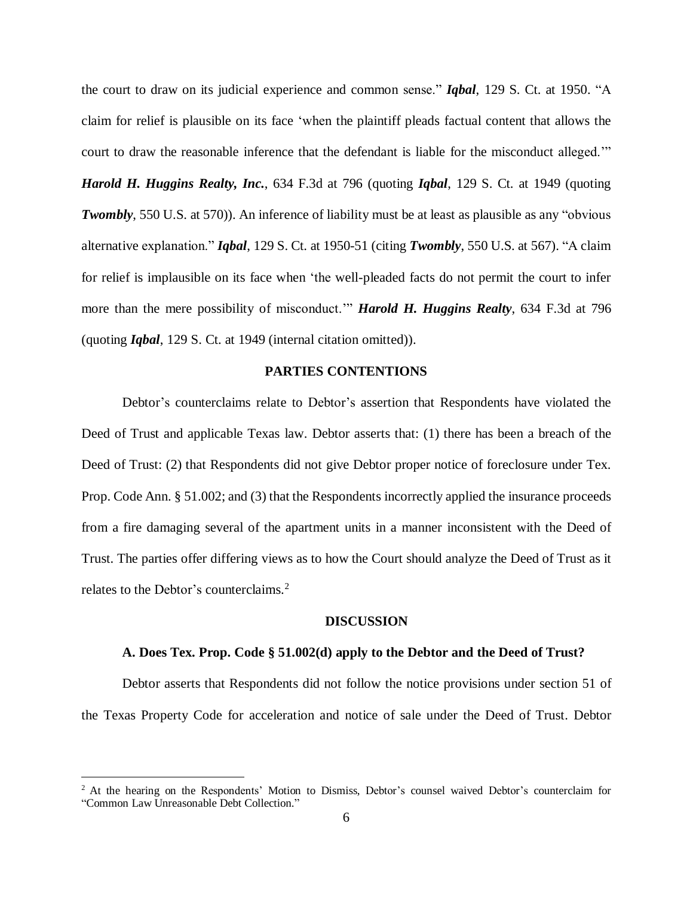the court to draw on its judicial experience and common sense." ***Iqbal***, 129 S. Ct. at 1950. "A claim for relief is plausible on its face 'when the plaintiff pleads factual content that allows the court to draw the reasonable inference that the defendant is liable for the misconduct alleged.'" ***Harold H. Huggins Realty, Inc.***, 634 F.3d at 796 (quoting ***Iqbal***, 129 S. Ct. at 1949 (quoting ***Twombly***, 550 U.S. at 570)). An inference of liability must be at least as plausible as any "obvious alternative explanation." ***Iqbal***, 129 S. Ct. at 1950-51 (citing ***Twombly***, 550 U.S. at 567). "A claim for relief is implausible on its face when 'the well-pleaded facts do not permit the court to infer more than the mere possibility of misconduct.'" ***Harold H. Huggins Realty***, 634 F.3d at 796 (quoting ***Iqbal***, 129 S. Ct. at 1949 (internal citation omitted)).

## PARTIES CONTENTIONS

Debtor's counterclaims relate to Debtor's assertion that Respondents have violated the Deed of Trust and applicable Texas law. Debtor asserts that: (1) there has been a breach of the Deed of Trust: (2) that Respondents did not give Debtor proper notice of foreclosure under Tex. Prop. Code Ann. § 51.002; and (3) that the Respondents incorrectly applied the insurance proceeds from a fire damaging several of the apartment units in a manner inconsistent with the Deed of Trust. The parties offer differing views as to how the Court should analyze the Deed of Trust as it relates to the Debtor's counterclaims.[2]

## DISCUSSION

### A. Does Tex. Prop. Code § 51.002(d) apply to the Debtor and the Deed of Trust?

Debtor asserts that Respondents did not follow the notice provisions under section 51 of the Texas Property Code for acceleration and notice of sale under the Deed of Trust. Debtor

[2] At the hearing on the Respondents' Motion to Dismiss, Debtor's counsel waived Debtor's counterclaim for "Common Law Unreasonable Debt Collection."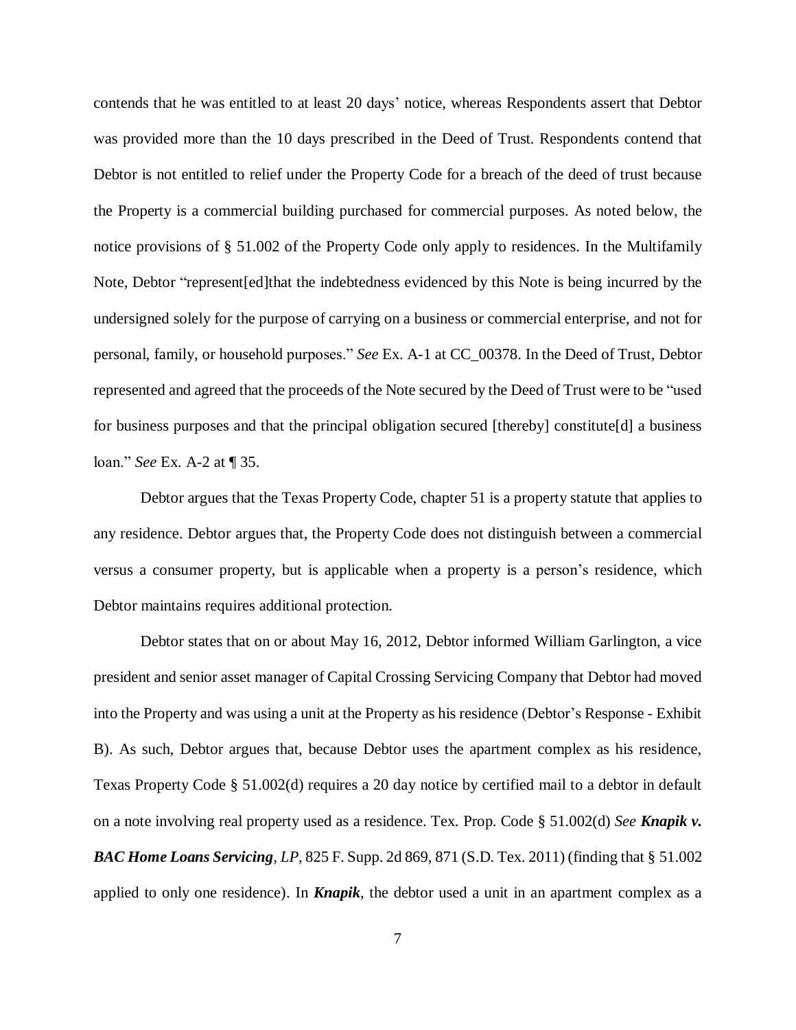contends that he was entitled to at least 20 days' notice, whereas Respondents assert that Debtor was provided more than the 10 days prescribed in the Deed of Trust. Respondents contend that Debtor is not entitled to relief under the Property Code for a breach of the deed of trust because the Property is a commercial building purchased for commercial purposes. As noted below, the notice provisions of § 51.002 of the Property Code only apply to residences. In the Multifamily Note, Debtor "represent[ed]that the indebtedness evidenced by this Note is being incurred by the undersigned solely for the purpose of carrying on a business or commercial enterprise, and not for personal, family, or household purposes." *See* Ex. A-1 at CC_00378. In the Deed of Trust, Debtor represented and agreed that the proceeds of the Note secured by the Deed of Trust were to be "used for business purposes and that the principal obligation secured [thereby] constitute[d] a business loan." *See* Ex. A-2 at ¶ 35.

Debtor argues that the Texas Property Code, chapter 51 is a property statute that applies to any residence. Debtor argues that, the Property Code does not distinguish between a commercial versus a consumer property, but is applicable when a property is a person's residence, which Debtor maintains requires additional protection.

Debtor states that on or about May 16, 2012, Debtor informed William Garlington, a vice president and senior asset manager of Capital Crossing Servicing Company that Debtor had moved into the Property and was using a unit at the Property as his residence (Debtor's Response - Exhibit B). As such, Debtor argues that, because Debtor uses the apartment complex as his residence, Texas Property Code § 51.002(d) requires a 20 day notice by certified mail to a debtor in default on a note involving real property used as a residence. Tex. Prop. Code § 51.002(d) *See* ***Knapik v. BAC Home Loans Servicing****, LP*, 825 F. Supp. 2d 869, 871 (S.D. Tex. 2011) (finding that § 51.002 applied to only one residence). In ***Knapik***, the debtor used a unit in an apartment complex as a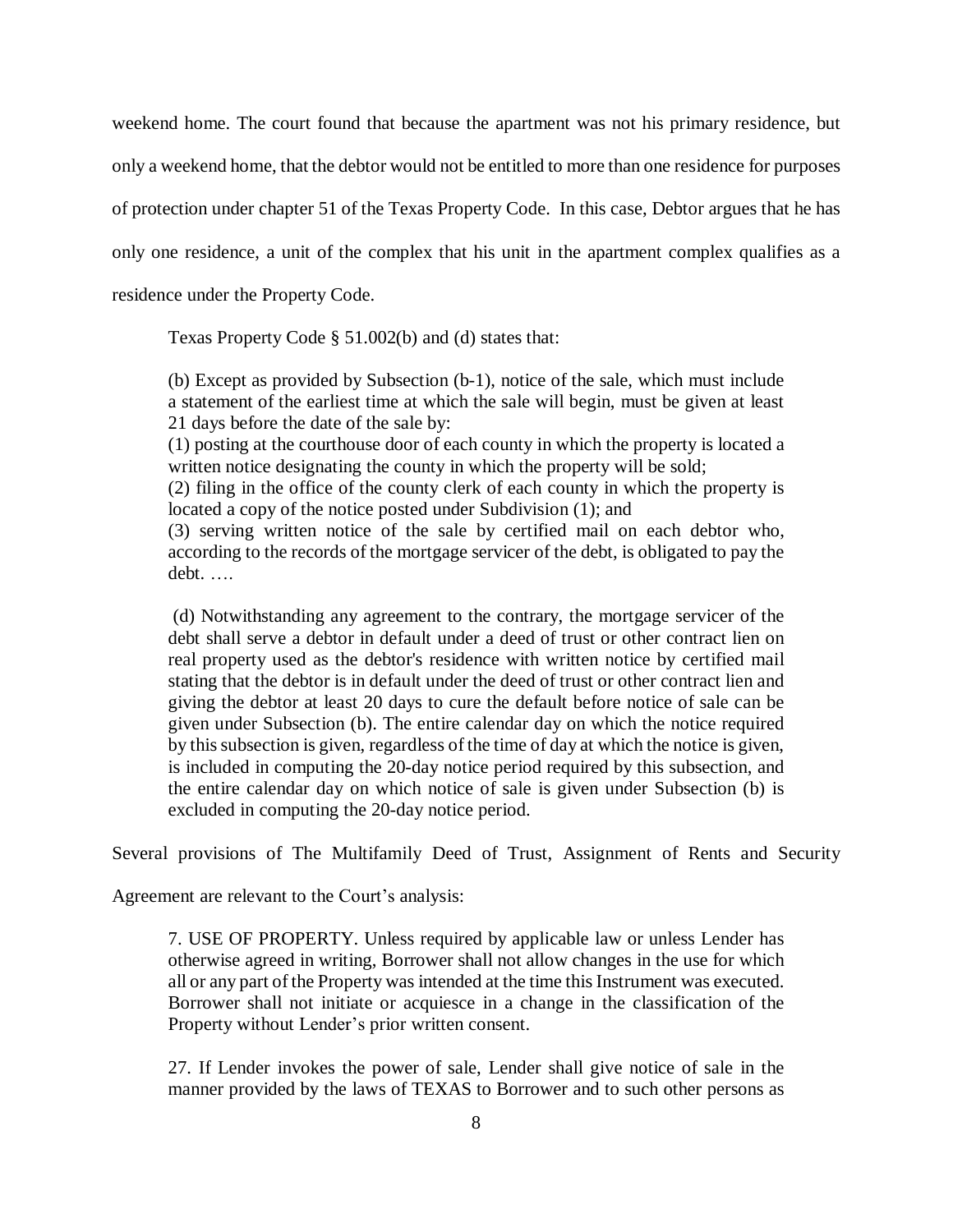weekend home. The court found that because the apartment was not his primary residence, but only a weekend home, that the debtor would not be entitled to more than one residence for purposes of protection under chapter 51 of the Texas Property Code. In this case, Debtor argues that he has only one residence, a unit of the complex that his unit in the apartment complex qualifies as a residence under the Property Code.

Texas Property Code § 51.002(b) and (d) states that:

> (b) Except as provided by Subsection (b-1), notice of the sale, which must include a statement of the earliest time at which the sale will begin, must be given at least 21 days before the date of the sale by:
> (1) posting at the courthouse door of each county in which the property is located a written notice designating the county in which the property will be sold;
> (2) filing in the office of the county clerk of each county in which the property is located a copy of the notice posted under Subdivision (1); and
> (3) serving written notice of the sale by certified mail on each debtor who, according to the records of the mortgage servicer of the debt, is obligated to pay the debt. ….
>
> (d) Notwithstanding any agreement to the contrary, the mortgage servicer of the debt shall serve a debtor in default under a deed of trust or other contract lien on real property used as the debtor's residence with written notice by certified mail stating that the debtor is in default under the deed of trust or other contract lien and giving the debtor at least 20 days to cure the default before notice of sale can be given under Subsection (b). The entire calendar day on which the notice required by this subsection is given, regardless of the time of day at which the notice is given, is included in computing the 20-day notice period required by this subsection, and the entire calendar day on which notice of sale is given under Subsection (b) is excluded in computing the 20-day notice period.

Several provisions of The Multifamily Deed of Trust, Assignment of Rents and Security Agreement are relevant to the Court's analysis:

> 7. USE OF PROPERTY. Unless required by applicable law or unless Lender has otherwise agreed in writing, Borrower shall not allow changes in the use for which all or any part of the Property was intended at the time this Instrument was executed. Borrower shall not initiate or acquiesce in a change in the classification of the Property without Lender's prior written consent.
>
> 27. If Lender invokes the power of sale, Lender shall give notice of sale in the manner provided by the laws of TEXAS to Borrower and to such other persons as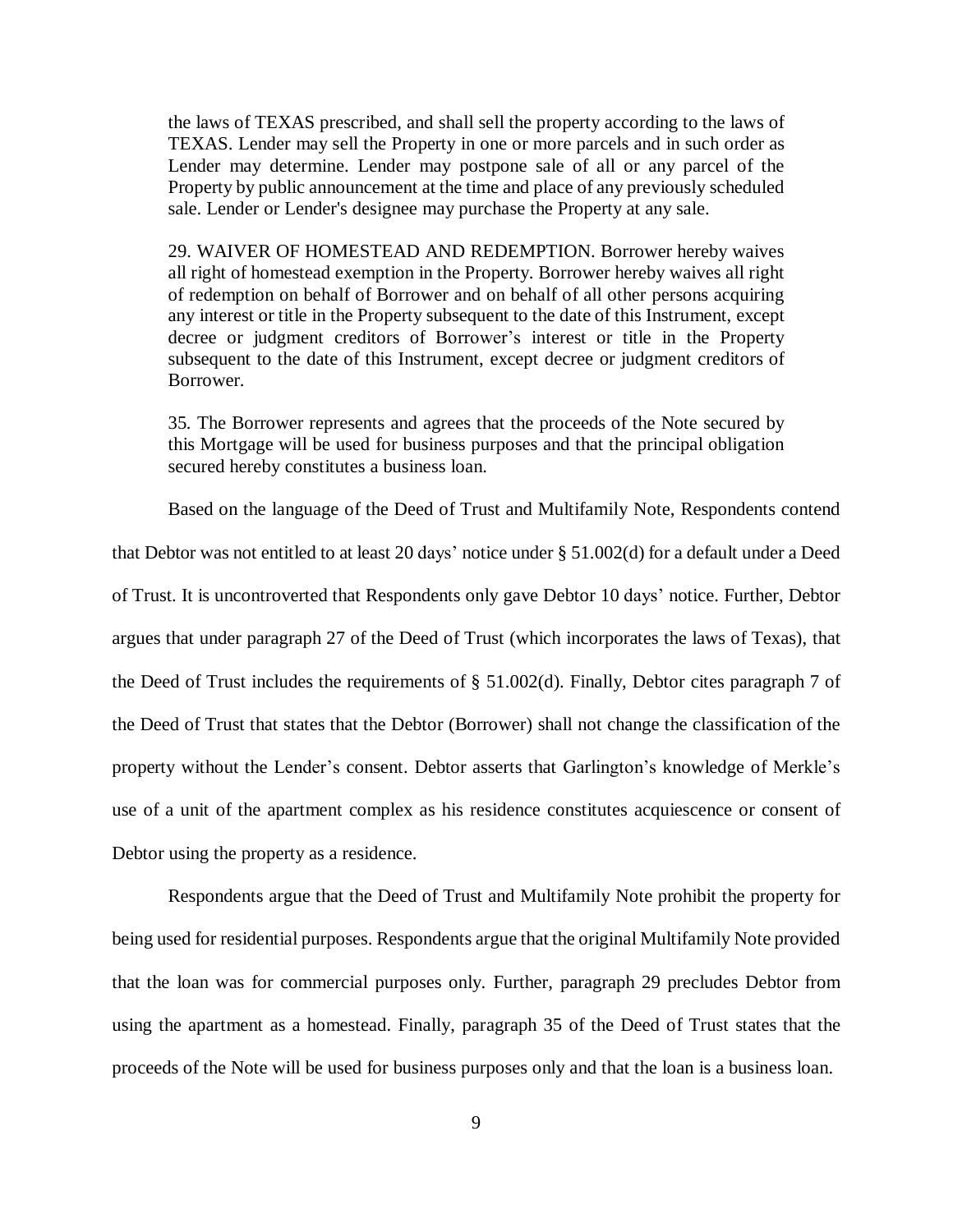> the laws of TEXAS prescribed, and shall sell the property according to the laws of TEXAS. Lender may sell the Property in one or more parcels and in such order as Lender may determine. Lender may postpone sale of all or any parcel of the Property by public announcement at the time and place of any previously scheduled sale. Lender or Lender's designee may purchase the Property at any sale.
>
> 29. WAIVER OF HOMESTEAD AND REDEMPTION. Borrower hereby waives all right of homestead exemption in the Property. Borrower hereby waives all right of redemption on behalf of Borrower and on behalf of all other persons acquiring any interest or title in the Property subsequent to the date of this Instrument, except decree or judgment creditors of Borrower's interest or title in the Property subsequent to the date of this Instrument, except decree or judgment creditors of Borrower.
>
> 35. The Borrower represents and agrees that the proceeds of the Note secured by this Mortgage will be used for business purposes and that the principal obligation secured hereby constitutes a business loan.

Based on the language of the Deed of Trust and Multifamily Note, Respondents contend that Debtor was not entitled to at least 20 days' notice under § 51.002(d) for a default under a Deed of Trust. It is uncontroverted that Respondents only gave Debtor 10 days' notice. Further, Debtor argues that under paragraph 27 of the Deed of Trust (which incorporates the laws of Texas), that the Deed of Trust includes the requirements of § 51.002(d). Finally, Debtor cites paragraph 7 of the Deed of Trust that states that the Debtor (Borrower) shall not change the classification of the property without the Lender's consent. Debtor asserts that Garlington's knowledge of Merkle's use of a unit of the apartment complex as his residence constitutes acquiescence or consent of Debtor using the property as a residence.

Respondents argue that the Deed of Trust and Multifamily Note prohibit the property for being used for residential purposes. Respondents argue that the original Multifamily Note provided that the loan was for commercial purposes only. Further, paragraph 29 precludes Debtor from using the apartment as a homestead. Finally, paragraph 35 of the Deed of Trust states that the proceeds of the Note will be used for business purposes only and that the loan is a business loan.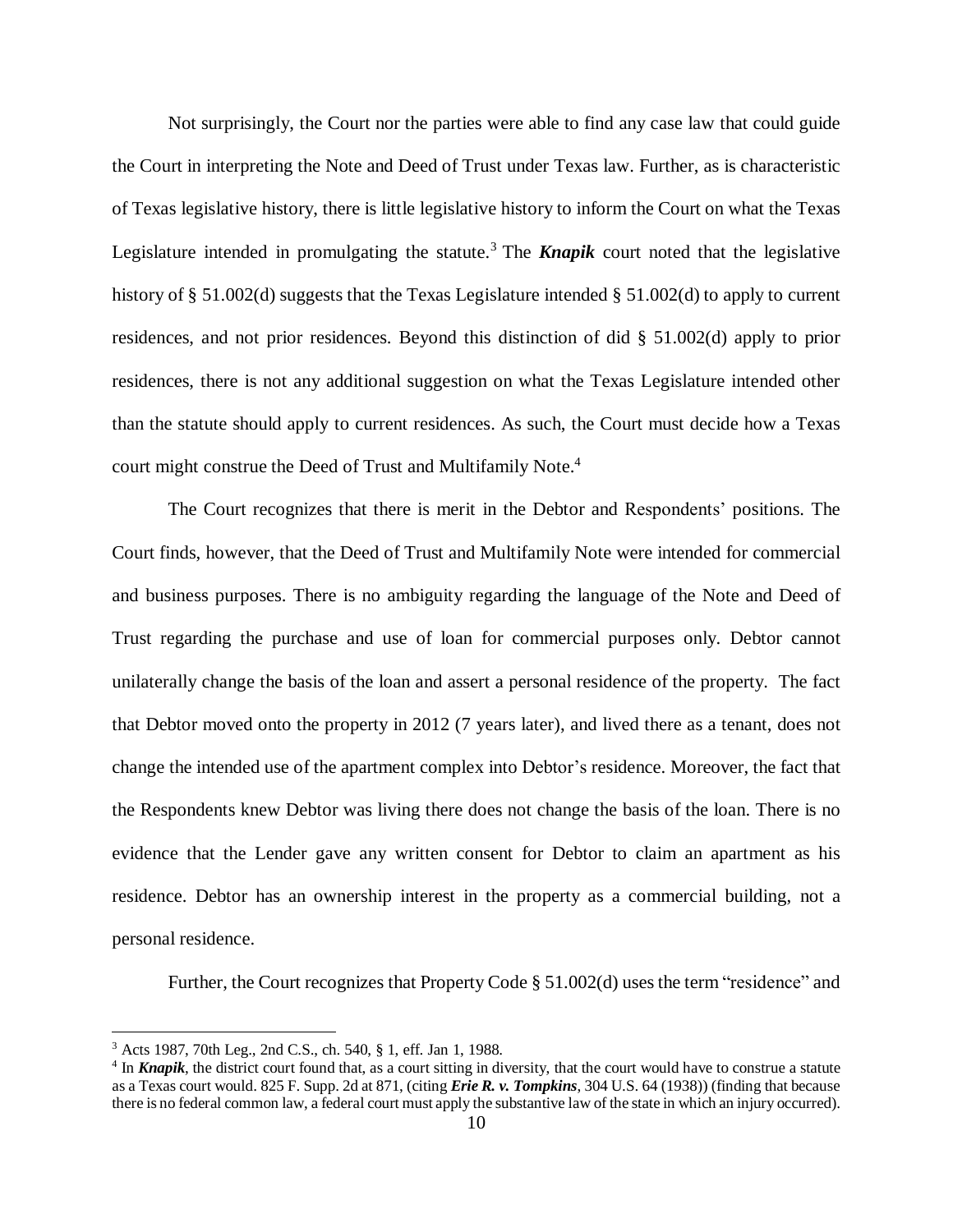Not surprisingly, the Court nor the parties were able to find any case law that could guide the Court in interpreting the Note and Deed of Trust under Texas law. Further, as is characteristic of Texas legislative history, there is little legislative history to inform the Court on what the Texas Legislature intended in promulgating the statute.[3] The ***Knapik*** court noted that the legislative history of § 51.002(d) suggests that the Texas Legislature intended § 51.002(d) to apply to current residences, and not prior residences. Beyond this distinction of did § 51.002(d) apply to prior residences, there is not any additional suggestion on what the Texas Legislature intended other than the statute should apply to current residences. As such, the Court must decide how a Texas court might construe the Deed of Trust and Multifamily Note.[4]

The Court recognizes that there is merit in the Debtor and Respondents' positions. The Court finds, however, that the Deed of Trust and Multifamily Note were intended for commercial and business purposes. There is no ambiguity regarding the language of the Note and Deed of Trust regarding the purchase and use of loan for commercial purposes only. Debtor cannot unilaterally change the basis of the loan and assert a personal residence of the property. The fact that Debtor moved onto the property in 2012 (7 years later), and lived there as a tenant, does not change the intended use of the apartment complex into Debtor's residence. Moreover, the fact that the Respondents knew Debtor was living there does not change the basis of the loan. There is no evidence that the Lender gave any written consent for Debtor to claim an apartment as his residence. Debtor has an ownership interest in the property as a commercial building, not a personal residence.

Further, the Court recognizes that Property Code § 51.002(d) uses the term "residence" and

---

[3] Acts 1987, 70th Leg., 2nd C.S., ch. 540, § 1, eff. Jan 1, 1988.

[4] In ***Knapik***, the district court found that, as a court sitting in diversity, that the court would have to construe a statute as a Texas court would. 825 F. Supp. 2d at 871, (citing ***Erie R. v. Tompkins***, 304 U.S. 64 (1938)) (finding that because there is no federal common law, a federal court must apply the substantive law of the state in which an injury occurred).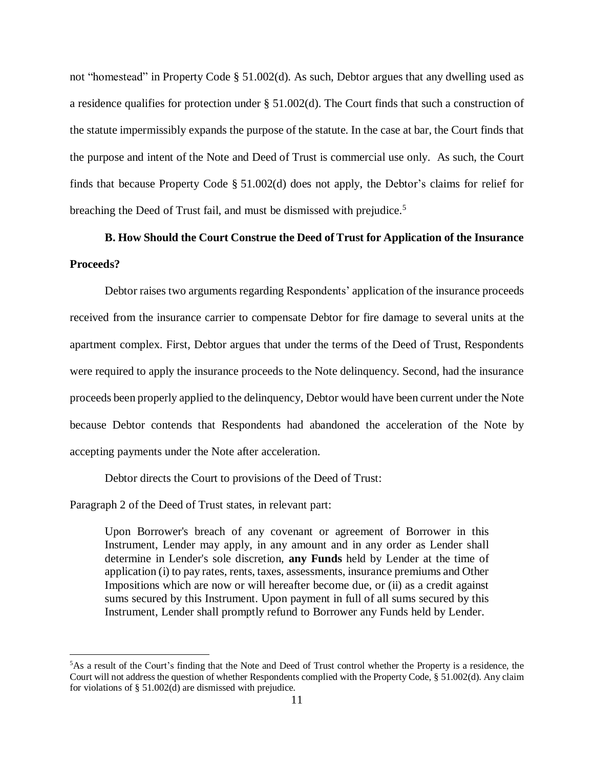not "homestead" in Property Code § 51.002(d). As such, Debtor argues that any dwelling used as a residence qualifies for protection under § 51.002(d). The Court finds that such a construction of the statute impermissibly expands the purpose of the statute. In the case at bar, the Court finds that the purpose and intent of the Note and Deed of Trust is commercial use only. As such, the Court finds that because Property Code § 51.002(d) does not apply, the Debtor's claims for relief for breaching the Deed of Trust fail, and must be dismissed with prejudice.[5]

**B. How Should the Court Construe the Deed of Trust for Application of the Insurance Proceeds?**

Debtor raises two arguments regarding Respondents' application of the insurance proceeds received from the insurance carrier to compensate Debtor for fire damage to several units at the apartment complex. First, Debtor argues that under the terms of the Deed of Trust, Respondents were required to apply the insurance proceeds to the Note delinquency. Second, had the insurance proceeds been properly applied to the delinquency, Debtor would have been current under the Note because Debtor contends that Respondents had abandoned the acceleration of the Note by accepting payments under the Note after acceleration.

Debtor directs the Court to provisions of the Deed of Trust:

Paragraph 2 of the Deed of Trust states, in relevant part:

> Upon Borrower's breach of any covenant or agreement of Borrower in this Instrument, Lender may apply, in any amount and in any order as Lender shall determine in Lender's sole discretion, **any Funds** held by Lender at the time of application (i) to pay rates, rents, taxes, assessments, insurance premiums and Other Impositions which are now or will hereafter become due, or (ii) as a credit against sums secured by this Instrument. Upon payment in full of all sums secured by this Instrument, Lender shall promptly refund to Borrower any Funds held by Lender.

---

[5]As a result of the Court's finding that the Note and Deed of Trust control whether the Property is a residence, the Court will not address the question of whether Respondents complied with the Property Code, § 51.002(d). Any claim for violations of § 51.002(d) are dismissed with prejudice.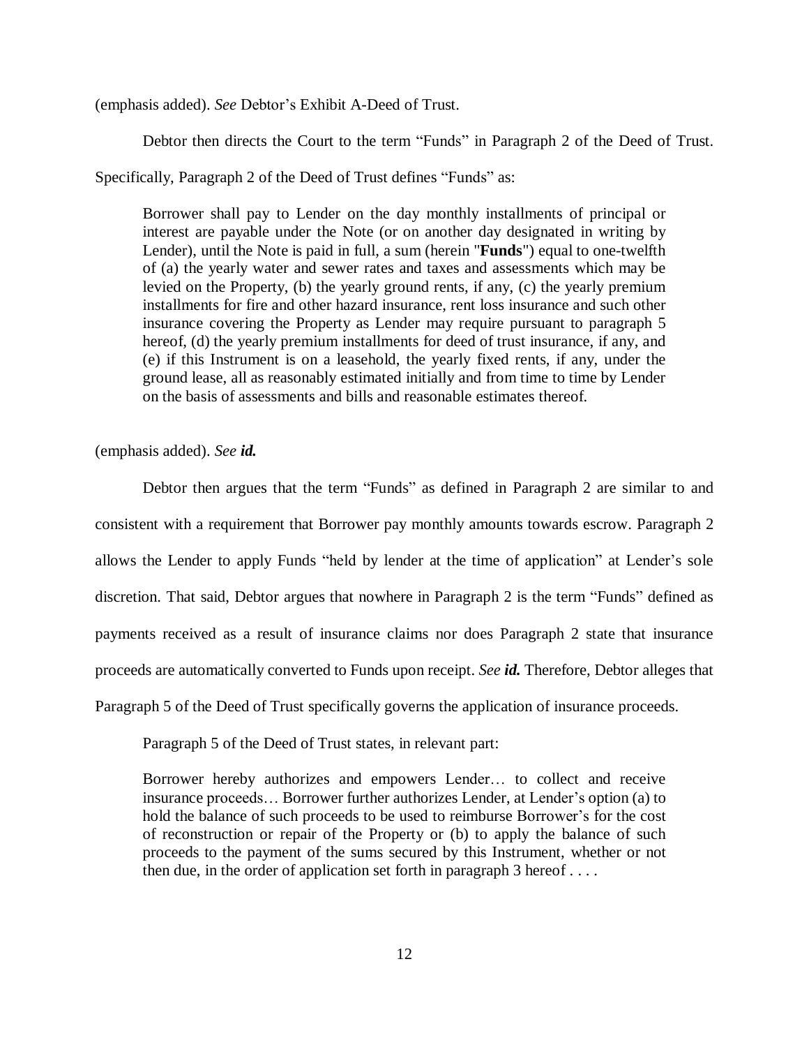(emphasis added). *See* Debtor's Exhibit A-Deed of Trust.

Debtor then directs the Court to the term "Funds" in Paragraph 2 of the Deed of Trust. Specifically, Paragraph 2 of the Deed of Trust defines "Funds" as:

> Borrower shall pay to Lender on the day monthly installments of principal or interest are payable under the Note (or on another day designated in writing by Lender), until the Note is paid in full, a sum (herein "**Funds**") equal to one-twelfth of (a) the yearly water and sewer rates and taxes and assessments which may be levied on the Property, (b) the yearly ground rents, if any, (c) the yearly premium installments for fire and other hazard insurance, rent loss insurance and such other insurance covering the Property as Lender may require pursuant to paragraph 5 hereof, (d) the yearly premium installments for deed of trust insurance, if any, and (e) if this Instrument is on a leasehold, the yearly fixed rents, if any, under the ground lease, all as reasonably estimated initially and from time to time by Lender on the basis of assessments and bills and reasonable estimates thereof.

(emphasis added). *See **id.***

Debtor then argues that the term "Funds" as defined in Paragraph 2 are similar to and consistent with a requirement that Borrower pay monthly amounts towards escrow. Paragraph 2 allows the Lender to apply Funds "held by lender at the time of application" at Lender's sole discretion. That said, Debtor argues that nowhere in Paragraph 2 is the term "Funds" defined as payments received as a result of insurance claims nor does Paragraph 2 state that insurance proceeds are automatically converted to Funds upon receipt. *See **id.*** Therefore, Debtor alleges that Paragraph 5 of the Deed of Trust specifically governs the application of insurance proceeds.

Paragraph 5 of the Deed of Trust states, in relevant part:

> Borrower hereby authorizes and empowers Lender… to collect and receive insurance proceeds… Borrower further authorizes Lender, at Lender's option (a) to hold the balance of such proceeds to be used to reimburse Borrower's for the cost of reconstruction or repair of the Property or (b) to apply the balance of such proceeds to the payment of the sums secured by this Instrument, whether or not then due, in the order of application set forth in paragraph 3 hereof . . . .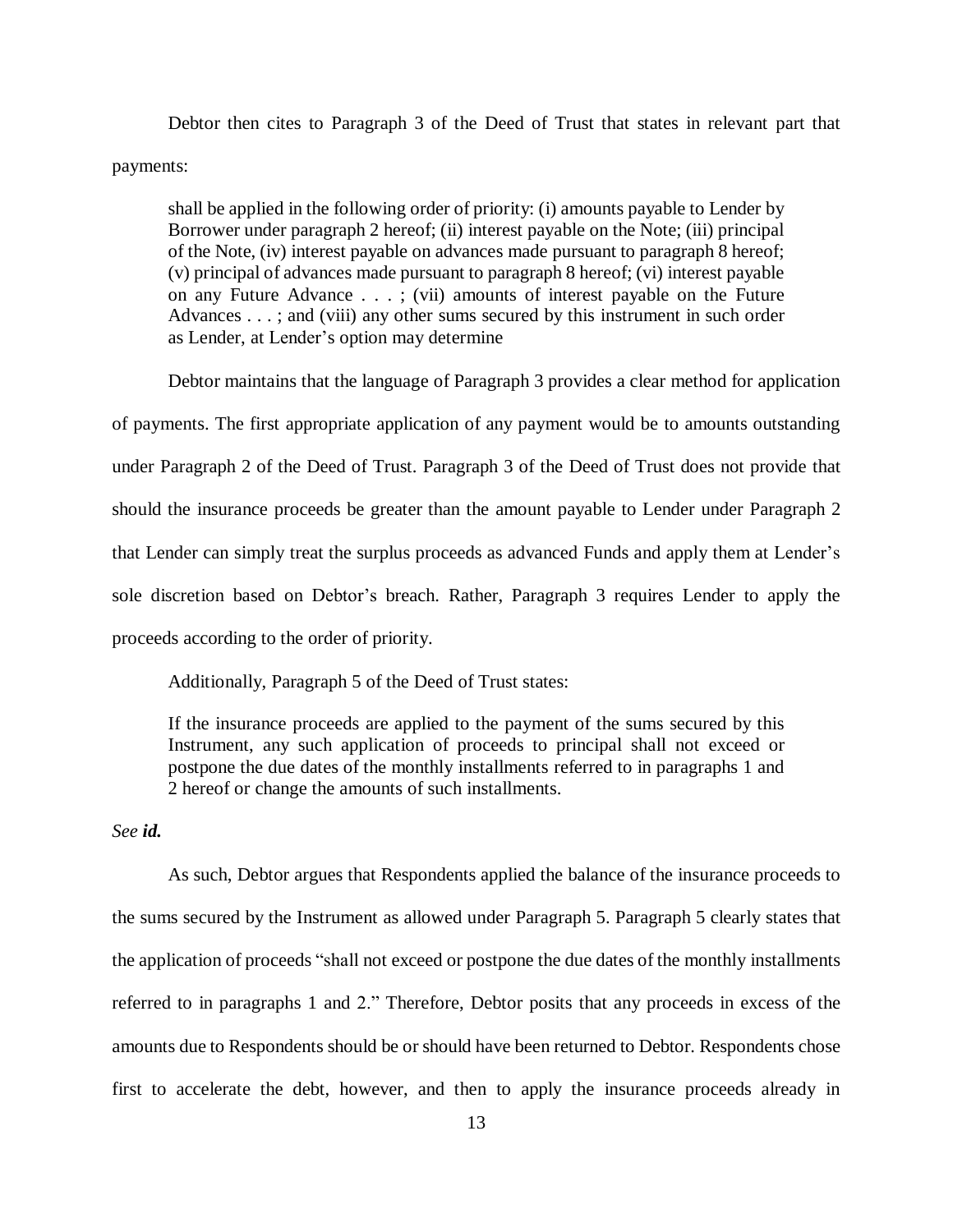Debtor then cites to Paragraph 3 of the Deed of Trust that states in relevant part that payments:

> shall be applied in the following order of priority: (i) amounts payable to Lender by Borrower under paragraph 2 hereof; (ii) interest payable on the Note; (iii) principal of the Note, (iv) interest payable on advances made pursuant to paragraph 8 hereof; (v) principal of advances made pursuant to paragraph 8 hereof; (vi) interest payable on any Future Advance . . . ; (vii) amounts of interest payable on the Future Advances . . . ; and (viii) any other sums secured by this instrument in such order as Lender, at Lender's option may determine

Debtor maintains that the language of Paragraph 3 provides a clear method for application of payments. The first appropriate application of any payment would be to amounts outstanding under Paragraph 2 of the Deed of Trust. Paragraph 3 of the Deed of Trust does not provide that should the insurance proceeds be greater than the amount payable to Lender under Paragraph 2 that Lender can simply treat the surplus proceeds as advanced Funds and apply them at Lender's sole discretion based on Debtor's breach. Rather, Paragraph 3 requires Lender to apply the proceeds according to the order of priority.

Additionally, Paragraph 5 of the Deed of Trust states:

> If the insurance proceeds are applied to the payment of the sums secured by this Instrument, any such application of proceeds to principal shall not exceed or postpone the due dates of the monthly installments referred to in paragraphs 1 and 2 hereof or change the amounts of such installments.

*See **id.***

As such, Debtor argues that Respondents applied the balance of the insurance proceeds to the sums secured by the Instrument as allowed under Paragraph 5. Paragraph 5 clearly states that the application of proceeds "shall not exceed or postpone the due dates of the monthly installments referred to in paragraphs 1 and 2." Therefore, Debtor posits that any proceeds in excess of the amounts due to Respondents should be or should have been returned to Debtor. Respondents chose first to accelerate the debt, however, and then to apply the insurance proceeds already in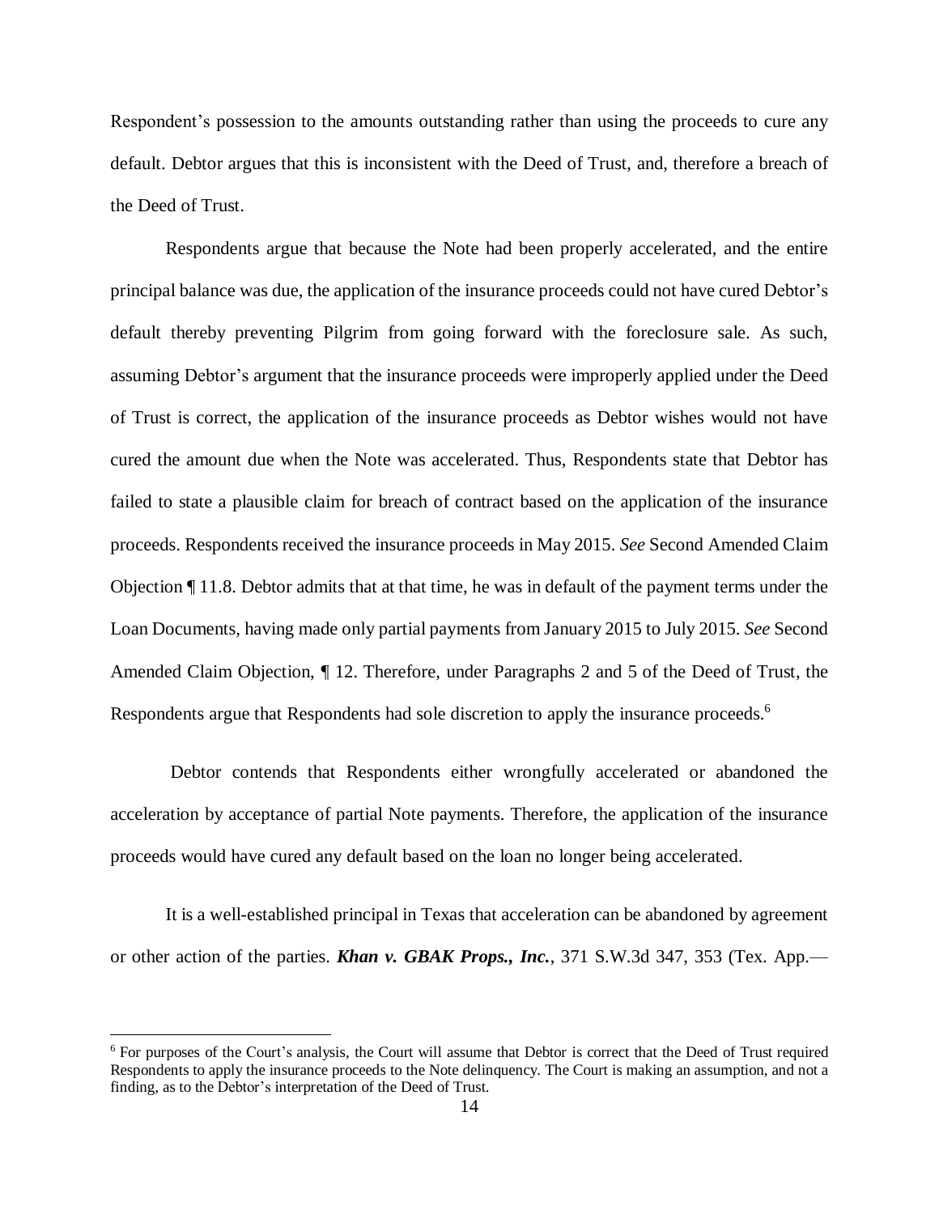Respondent's possession to the amounts outstanding rather than using the proceeds to cure any default. Debtor argues that this is inconsistent with the Deed of Trust, and, therefore a breach of the Deed of Trust.

Respondents argue that because the Note had been properly accelerated, and the entire principal balance was due, the application of the insurance proceeds could not have cured Debtor's default thereby preventing Pilgrim from going forward with the foreclosure sale. As such, assuming Debtor's argument that the insurance proceeds were improperly applied under the Deed of Trust is correct, the application of the insurance proceeds as Debtor wishes would not have cured the amount due when the Note was accelerated. Thus, Respondents state that Debtor has failed to state a plausible claim for breach of contract based on the application of the insurance proceeds. Respondents received the insurance proceeds in May 2015. *See* Second Amended Claim Objection ¶ 11.8. Debtor admits that at that time, he was in default of the payment terms under the Loan Documents, having made only partial payments from January 2015 to July 2015. *See* Second Amended Claim Objection, ¶ 12. Therefore, under Paragraphs 2 and 5 of the Deed of Trust, the Respondents argue that Respondents had sole discretion to apply the insurance proceeds.[6]

Debtor contends that Respondents either wrongfully accelerated or abandoned the acceleration by acceptance of partial Note payments. Therefore, the application of the insurance proceeds would have cured any default based on the loan no longer being accelerated.

It is a well-established principal in Texas that acceleration can be abandoned by agreement or other action of the parties. ***Khan v. GBAK Props., Inc.***, 371 S.W.3d 347, 353 (Tex. App.—

---

[6] For purposes of the Court's analysis, the Court will assume that Debtor is correct that the Deed of Trust required Respondents to apply the insurance proceeds to the Note delinquency. The Court is making an assumption, and not a finding, as to the Debtor's interpretation of the Deed of Trust.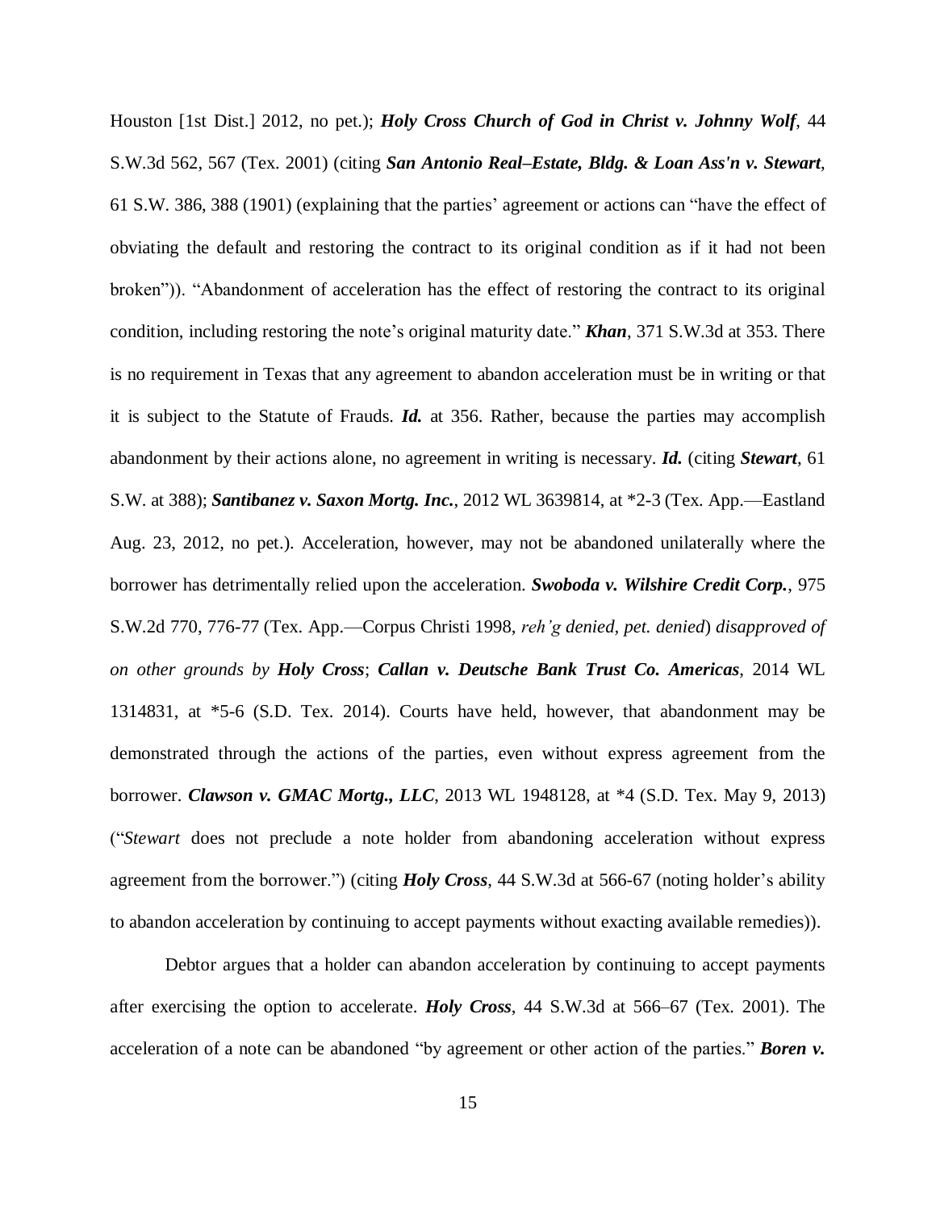Houston [1st Dist.] 2012, no pet.); ***Holy Cross Church of God in Christ v. Johnny Wolf***, 44 S.W.3d 562, 567 (Tex. 2001) (citing ***San Antonio Real–Estate, Bldg. & Loan Ass'n v. Stewart***, 61 S.W. 386, 388 (1901) (explaining that the parties' agreement or actions can "have the effect of obviating the default and restoring the contract to its original condition as if it had not been broken")). "Abandonment of acceleration has the effect of restoring the contract to its original condition, including restoring the note's original maturity date." ***Khan***, 371 S.W.3d at 353. There is no requirement in Texas that any agreement to abandon acceleration must be in writing or that it is subject to the Statute of Frauds. ***Id.*** at 356. Rather, because the parties may accomplish abandonment by their actions alone, no agreement in writing is necessary. ***Id.*** (citing ***Stewart***, 61 S.W. at 388); ***Santibanez v. Saxon Mortg. Inc.***, 2012 WL 3639814, at *2-3 (Tex. App.—Eastland Aug. 23, 2012, no pet.). Acceleration, however, may not be abandoned unilaterally where the borrower has detrimentally relied upon the acceleration. ***Swoboda v. Wilshire Credit Corp.***, 975 S.W.2d 770, 776-77 (Tex. App.—Corpus Christi 1998, *reh'g denied, pet. denied*) *disapproved of on other grounds by* ***Holy Cross***; ***Callan v. Deutsche Bank Trust Co. Americas***, 2014 WL 1314831, at *5-6 (S.D. Tex. 2014). Courts have held, however, that abandonment may be demonstrated through the actions of the parties, even without express agreement from the borrower. ***Clawson v. GMAC Mortg., LLC***, 2013 WL 1948128, at *4 (S.D. Tex. May 9, 2013) ("*Stewart* does not preclude a note holder from abandoning acceleration without express agreement from the borrower.") (citing ***Holy Cross***, 44 S.W.3d at 566-67 (noting holder's ability to abandon acceleration by continuing to accept payments without exacting available remedies)).

Debtor argues that a holder can abandon acceleration by continuing to accept payments after exercising the option to accelerate. ***Holy Cross***, 44 S.W.3d at 566–67 (Tex. 2001). The acceleration of a note can be abandoned "by agreement or other action of the parties." ***Boren v.***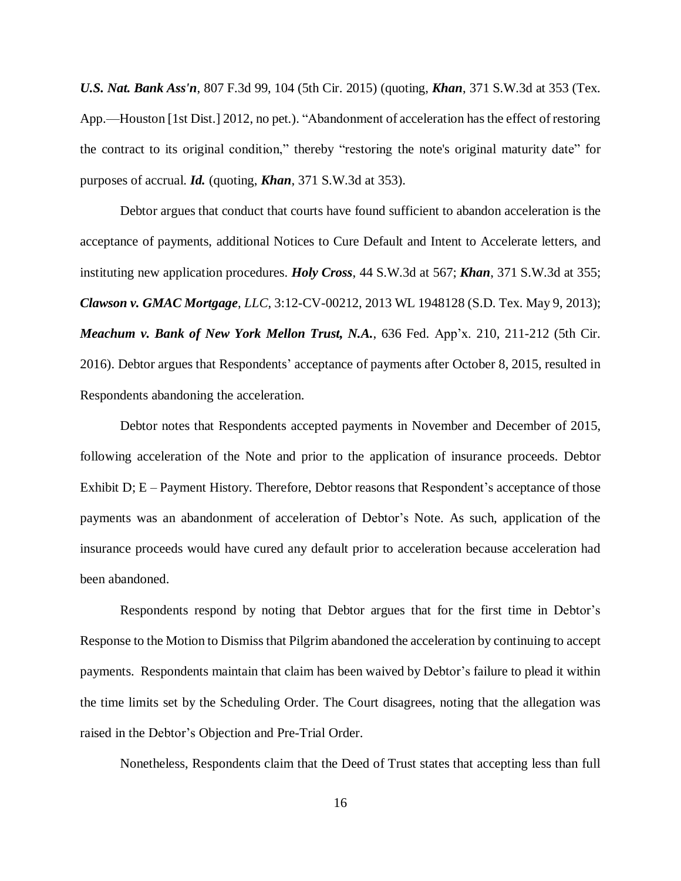***U.S. Nat. Bank Ass'n***, 807 F.3d 99, 104 (5th Cir. 2015) (quoting, ***Khan***, 371 S.W.3d at 353 (Tex. App.—Houston [1st Dist.] 2012, no pet.). "Abandonment of acceleration has the effect of restoring the contract to its original condition," thereby "restoring the note's original maturity date" for purposes of accrual. ***Id.*** (quoting, ***Khan***, 371 S.W.3d at 353).

Debtor argues that conduct that courts have found sufficient to abandon acceleration is the acceptance of payments, additional Notices to Cure Default and Intent to Accelerate letters, and instituting new application procedures. ***Holy Cross***, 44 S.W.3d at 567; ***Khan***, 371 S.W.3d at 355; ***Clawson v. GMAC Mortgage**, LLC*, 3:12-CV-00212, 2013 WL 1948128 (S.D. Tex. May 9, 2013); ***Meachum v. Bank of New York Mellon Trust, N.A.***, 636 Fed. App'x. 210, 211-212 (5th Cir. 2016). Debtor argues that Respondents' acceptance of payments after October 8, 2015, resulted in Respondents abandoning the acceleration.

Debtor notes that Respondents accepted payments in November and December of 2015, following acceleration of the Note and prior to the application of insurance proceeds. Debtor Exhibit D; E – Payment History. Therefore, Debtor reasons that Respondent's acceptance of those payments was an abandonment of acceleration of Debtor's Note. As such, application of the insurance proceeds would have cured any default prior to acceleration because acceleration had been abandoned.

Respondents respond by noting that Debtor argues that for the first time in Debtor's Response to the Motion to Dismiss that Pilgrim abandoned the acceleration by continuing to accept payments. Respondents maintain that claim has been waived by Debtor's failure to plead it within the time limits set by the Scheduling Order. The Court disagrees, noting that the allegation was raised in the Debtor's Objection and Pre-Trial Order.

Nonetheless, Respondents claim that the Deed of Trust states that accepting less than full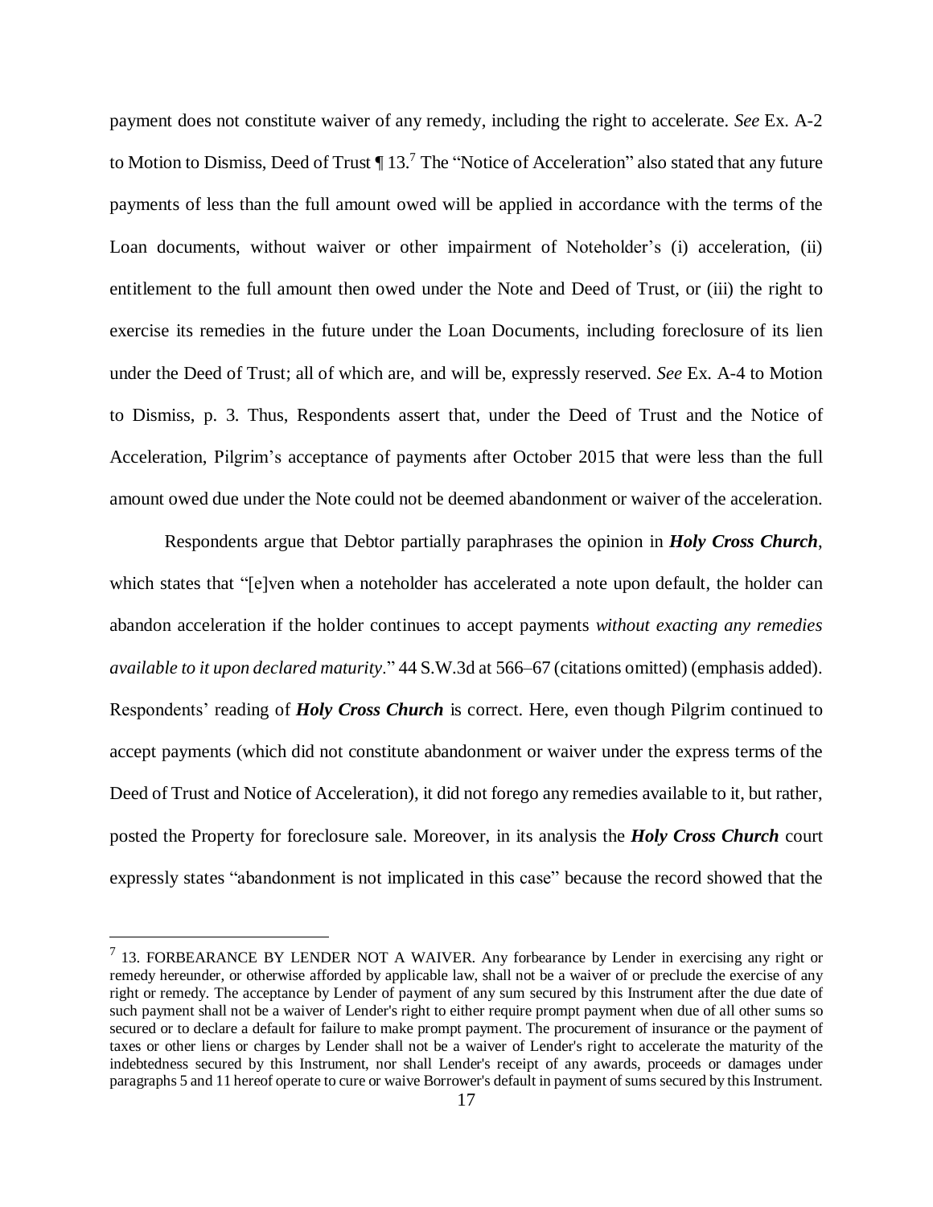payment does not constitute waiver of any remedy, including the right to accelerate. *See* Ex. A-2 to Motion to Dismiss, Deed of Trust ¶ 13.[7] The "Notice of Acceleration" also stated that any future payments of less than the full amount owed will be applied in accordance with the terms of the Loan documents, without waiver or other impairment of Noteholder's (i) acceleration, (ii) entitlement to the full amount then owed under the Note and Deed of Trust, or (iii) the right to exercise its remedies in the future under the Loan Documents, including foreclosure of its lien under the Deed of Trust; all of which are, and will be, expressly reserved. *See* Ex. A-4 to Motion to Dismiss, p. 3. Thus, Respondents assert that, under the Deed of Trust and the Notice of Acceleration, Pilgrim's acceptance of payments after October 2015 that were less than the full amount owed due under the Note could not be deemed abandonment or waiver of the acceleration.

Respondents argue that Debtor partially paraphrases the opinion in ***Holy Cross Church***, which states that "[e]ven when a noteholder has accelerated a note upon default, the holder can abandon acceleration if the holder continues to accept payments *without exacting any remedies available to it upon declared maturity*." 44 S.W.3d at 566–67 (citations omitted) (emphasis added). Respondents' reading of ***Holy Cross Church*** is correct. Here, even though Pilgrim continued to accept payments (which did not constitute abandonment or waiver under the express terms of the Deed of Trust and Notice of Acceleration), it did not forego any remedies available to it, but rather, posted the Property for foreclosure sale. Moreover, in its analysis the ***Holy Cross Church*** court expressly states "abandonment is not implicated in this case" because the record showed that the

---

[7] 13. FORBEARANCE BY LENDER NOT A WAIVER. Any forbearance by Lender in exercising any right or remedy hereunder, or otherwise afforded by applicable law, shall not be a waiver of or preclude the exercise of any right or remedy. The acceptance by Lender of payment of any sum secured by this Instrument after the due date of such payment shall not be a waiver of Lender's right to either require prompt payment when due of all other sums so secured or to declare a default for failure to make prompt payment. The procurement of insurance or the payment of taxes or other liens or charges by Lender shall not be a waiver of Lender's right to accelerate the maturity of the indebtedness secured by this Instrument, nor shall Lender's receipt of any awards, proceeds or damages under paragraphs 5 and 11 hereof operate to cure or waive Borrower's default in payment of sums secured by this Instrument.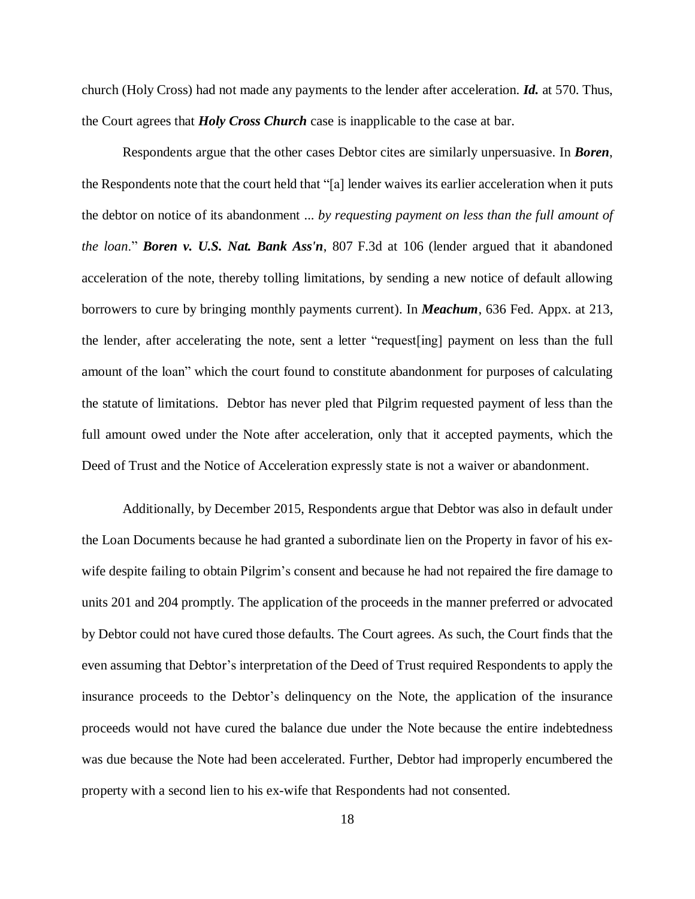church (Holy Cross) had not made any payments to the lender after acceleration. ***Id.*** at 570. Thus, the Court agrees that ***Holy Cross Church*** case is inapplicable to the case at bar.

Respondents argue that the other cases Debtor cites are similarly unpersuasive. In ***Boren***, the Respondents note that the court held that "[a] lender waives its earlier acceleration when it puts the debtor on notice of its abandonment ... *by requesting payment on less than the full amount of the loan*." ***Boren v. U.S. Nat. Bank Ass'n***, 807 F.3d at 106 (lender argued that it abandoned acceleration of the note, thereby tolling limitations, by sending a new notice of default allowing borrowers to cure by bringing monthly payments current). In ***Meachum***, 636 Fed. Appx. at 213, the lender, after accelerating the note, sent a letter "request[ing] payment on less than the full amount of the loan" which the court found to constitute abandonment for purposes of calculating the statute of limitations. Debtor has never pled that Pilgrim requested payment of less than the full amount owed under the Note after acceleration, only that it accepted payments, which the Deed of Trust and the Notice of Acceleration expressly state is not a waiver or abandonment.

Additionally, by December 2015, Respondents argue that Debtor was also in default under the Loan Documents because he had granted a subordinate lien on the Property in favor of his ex-wife despite failing to obtain Pilgrim's consent and because he had not repaired the fire damage to units 201 and 204 promptly. The application of the proceeds in the manner preferred or advocated by Debtor could not have cured those defaults. The Court agrees. As such, the Court finds that the even assuming that Debtor's interpretation of the Deed of Trust required Respondents to apply the insurance proceeds to the Debtor's delinquency on the Note, the application of the insurance proceeds would not have cured the balance due under the Note because the entire indebtedness was due because the Note had been accelerated. Further, Debtor had improperly encumbered the property with a second lien to his ex-wife that Respondents had not consented.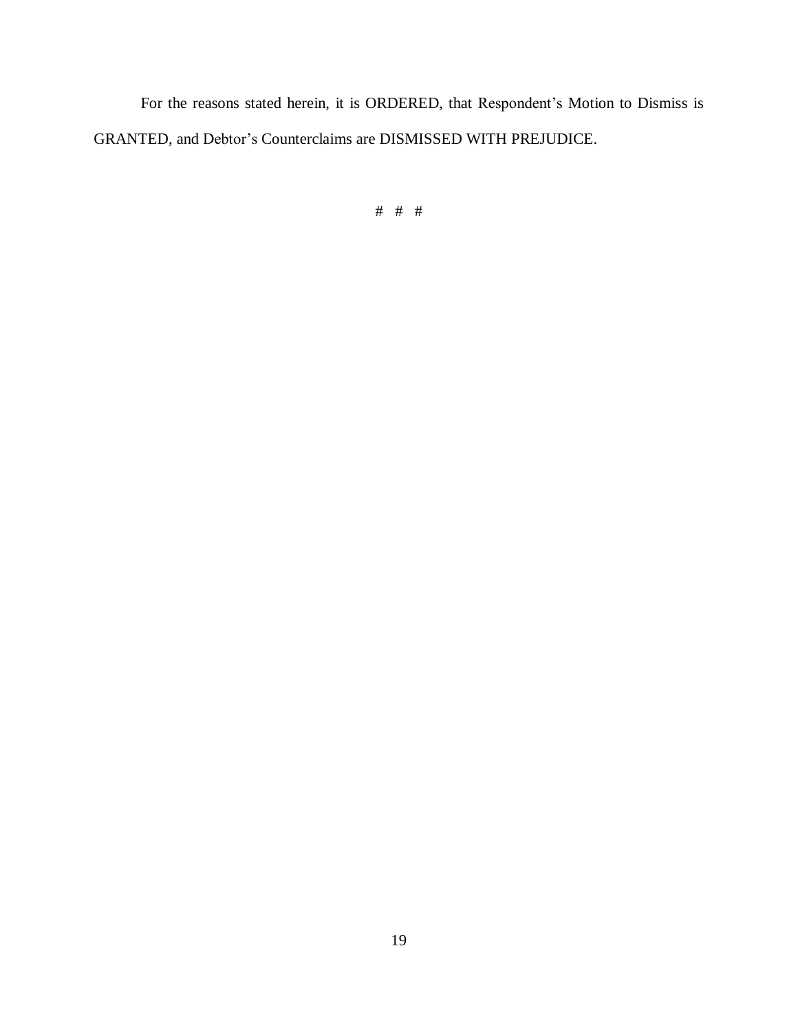For the reasons stated herein, it is ORDERED, that Respondent's Motion to Dismiss is GRANTED, and Debtor's Counterclaims are DISMISSED WITH PREJUDICE.

# # #